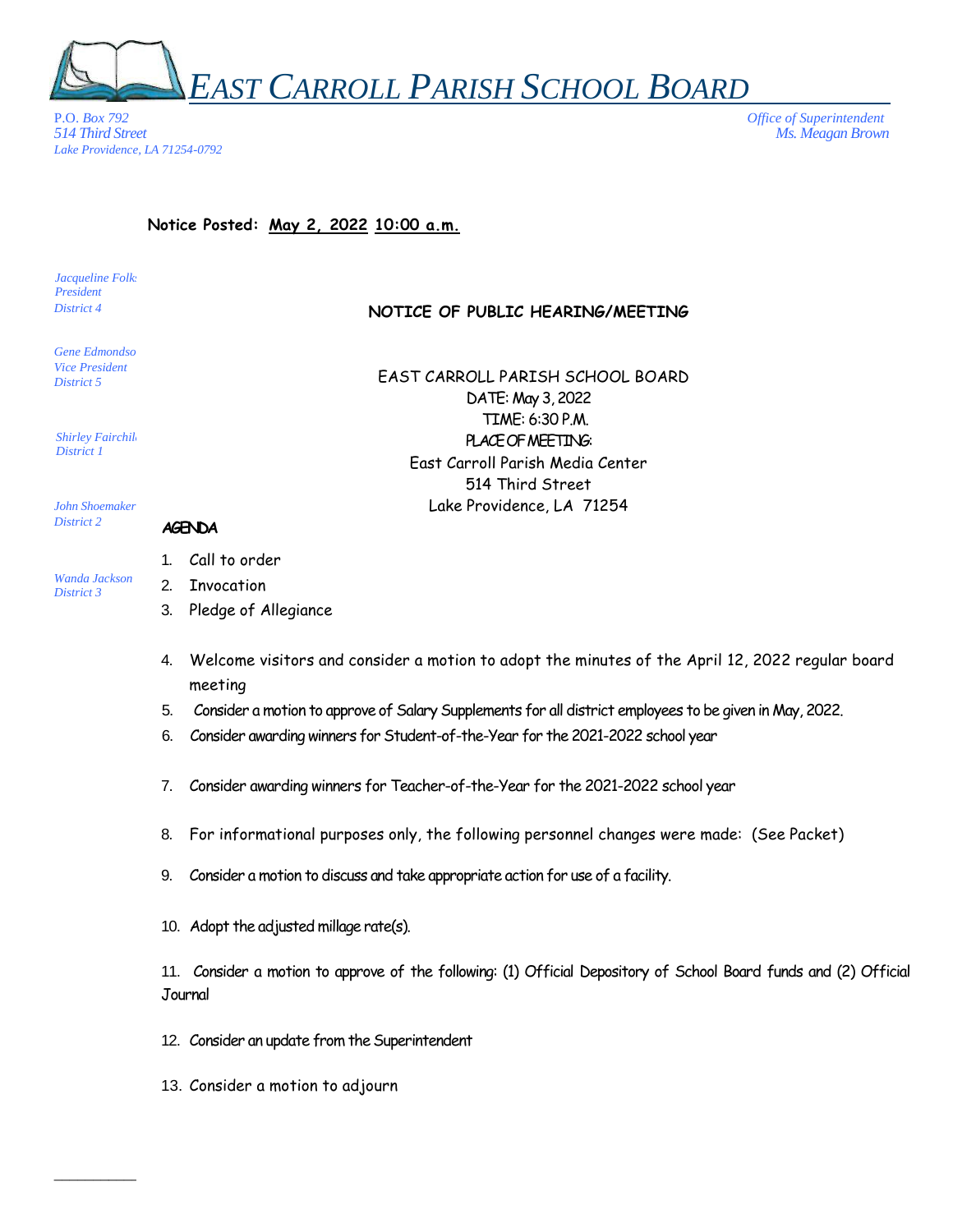# *EAST CARROLL PARISH SCHOOL BOARD*

*P.O. Box 792*
*514 Third Street*
*Lake Providence, LA 71254-0792*

*Office of Superintendent*
*Ms. Meagan Brown*

**Notice Posted: May 2, 2022 10:00 a.m.**

*Jacqueline Folks*
*President*
*District 4*

*Gene Edmondson*
*Vice President*
*District 5*

*Shirley Fairchild*
*District 1*

*John Shoemaker*
*District 2*

*Wanda Jackson*
*District 3*

**NOTICE OF PUBLIC HEARING/MEETING**

EAST CARROLL PARISH SCHOOL BOARD
DATE: May 3, 2022
TIME: 6:30 P.M.
PLACE OF MEETING:
East Carroll Parish Media Center
514 Third Street
Lake Providence, LA 71254

AGENDA

1. Call to order
2. Invocation
3. Pledge of Allegiance
4. Welcome visitors and consider a motion to adopt the minutes of the April 12, 2022 regular board meeting
5. Consider a motion to approve of Salary Supplements for all district employees to be given in May, 2022.
6. Consider awarding winners for Student-of-the-Year for the 2021-2022 school year
7. Consider awarding winners for Teacher-of-the-Year for the 2021-2022 school year
8. For informational purposes only, the following personnel changes were made: (See Packet)
9. Consider a motion to discuss and take appropriate action for use of a facility.
10. Adopt the adjusted millage rate(s).
11. Consider a motion to approve of the following: (1) Official Depository of School Board funds and (2) Official Journal
12. Consider an update from the Superintendent
13. Consider a motion to adjourn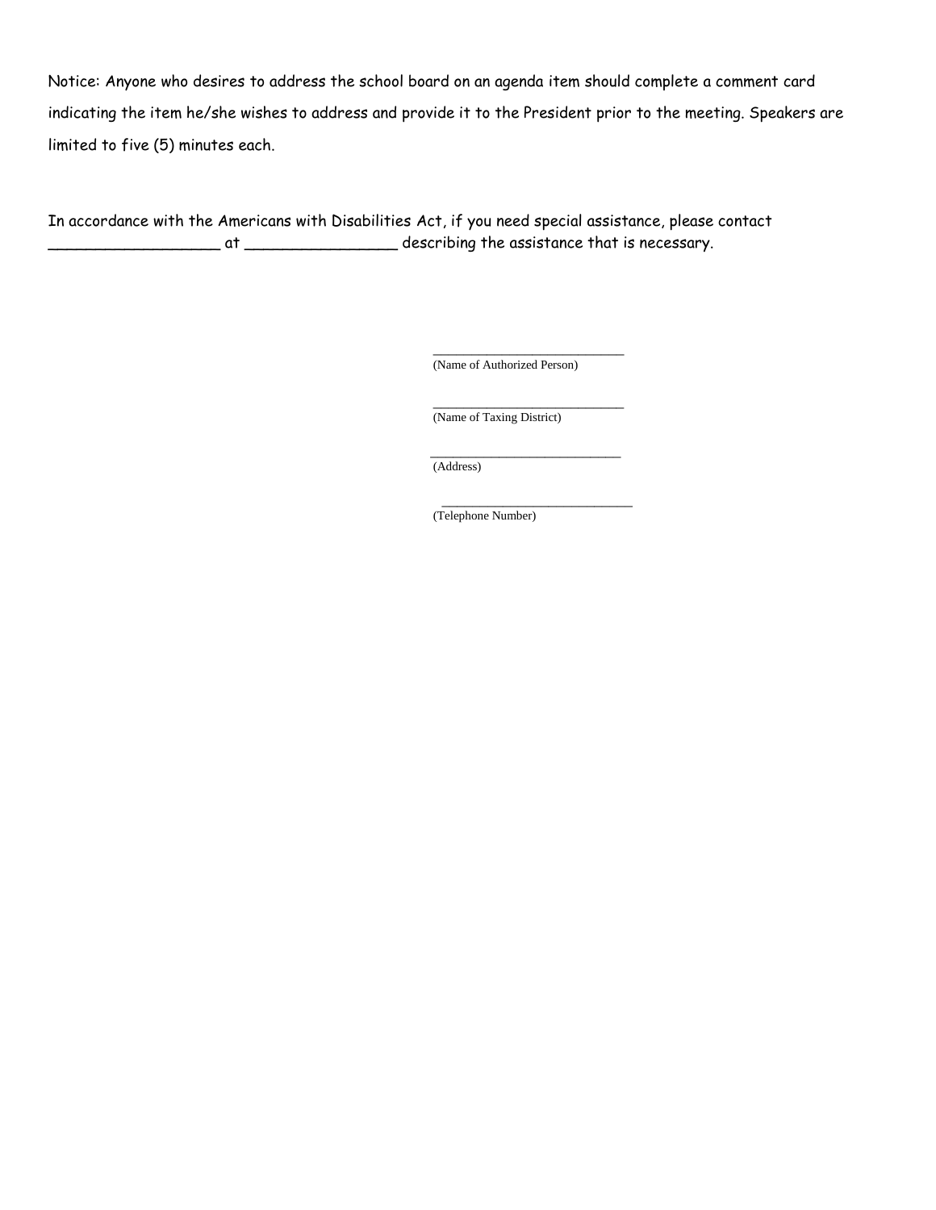Notice: Anyone who desires to address the school board on an agenda item should complete a comment card indicating the item he/she wishes to address and provide it to the President prior to the meeting. Speakers are limited to five (5) minutes each.

In accordance with the Americans with Disabilities Act, if you need special assistance, please contact ___________________ at _________________ describing the assistance that is necessary.

______________________________
(Name of Authorized Person)

______________________________
(Name of Taxing District)

______________________________
(Address)

______________________________
(Telephone Number)